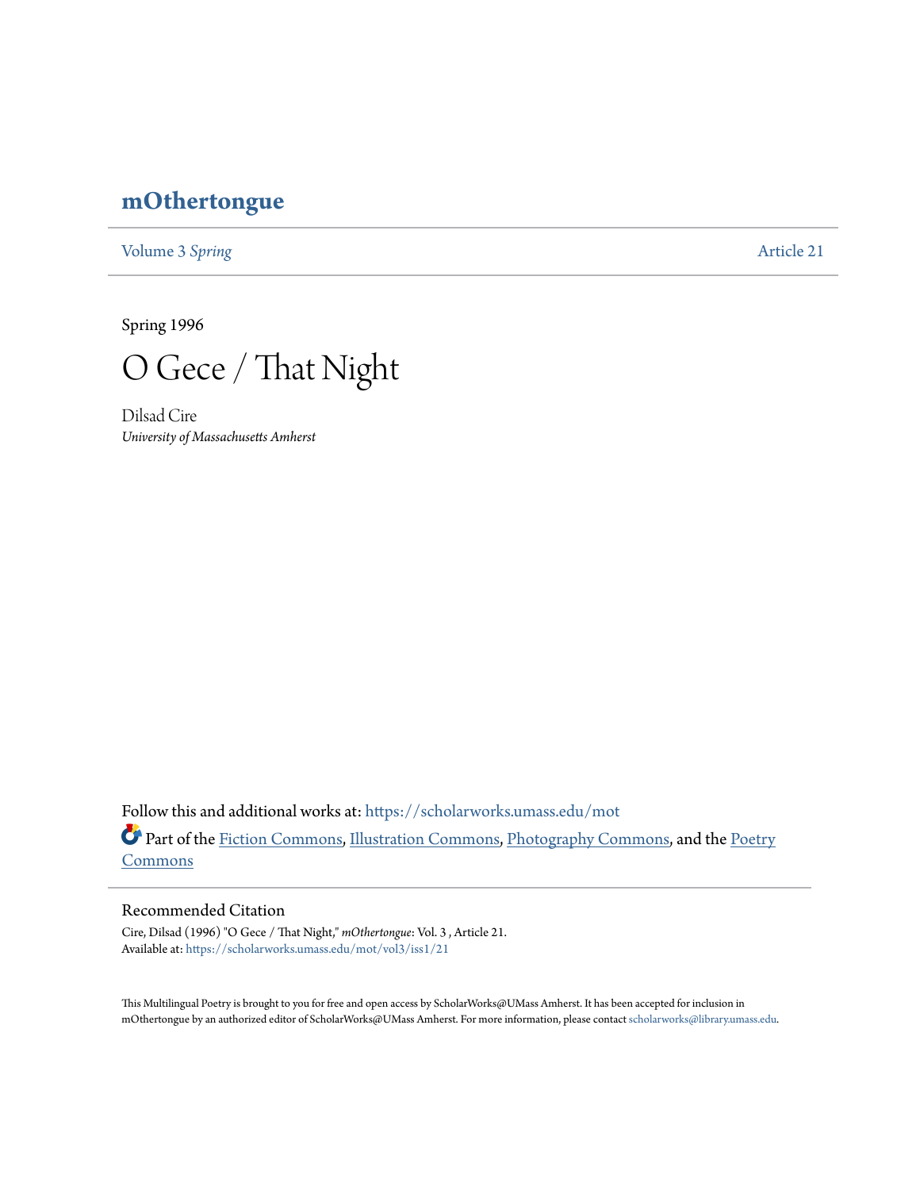# mOthertongue

Volume 3 *Spring* | Article 21

Spring 1996

## O Gece / That Night

Dilsad Cire
*University of Massachusetts Amherst*

Follow this and additional works at: https://scholarworks.umass.edu/mot

Part of the Fiction Commons, Illustration Commons, Photography Commons, and the Poetry Commons

### Recommended Citation

Cire, Dilsad (1996) "O Gece / That Night," *mOthertongue*: Vol. 3 , Article 21.
Available at: https://scholarworks.umass.edu/mot/vol3/iss1/21

This Multilingual Poetry is brought to you for free and open access by ScholarWorks@UMass Amherst. It has been accepted for inclusion in mOthertongue by an authorized editor of ScholarWorks@UMass Amherst. For more information, please contact scholarworks@library.umass.edu.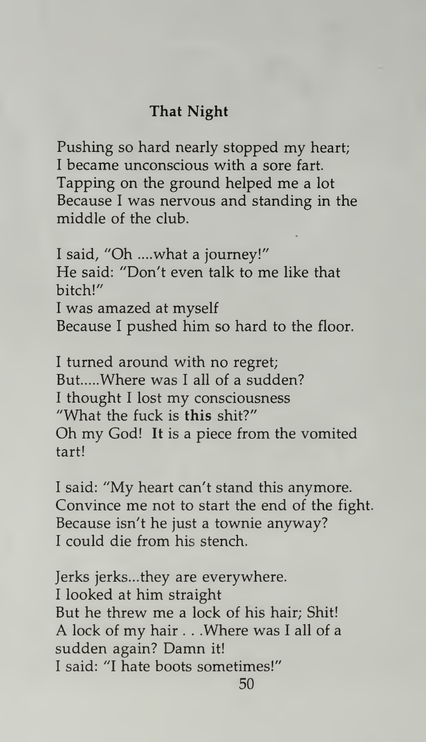## That Night

Pushing so hard nearly stopped my heart;
I became unconscious with a sore fart.
Tapping on the ground helped me a lot
Because I was nervous and standing in the middle of the club.

I said, "Oh ....what a journey!"
He said: "Don't even talk to me like that bitch!"
I was amazed at myself
Because I pushed him so hard to the floor.

I turned around with no regret;
But.....Where was I all of a sudden?
I thought I lost my consciousness
"What the fuck is **this** shit?"
Oh my God! **It** is a piece from the vomited tart!

I said: "My heart can't stand this anymore.
Convince me not to start the end of the fight.
Because isn't he just a townie anyway?
I could die from his stench.

Jerks jerks...they are everywhere.
I looked at him straight
But he threw me a lock of his hair; Shit!
A lock of my hair . . .Where was I all of a sudden again? Damn it!
I said: "I hate boots sometimes!"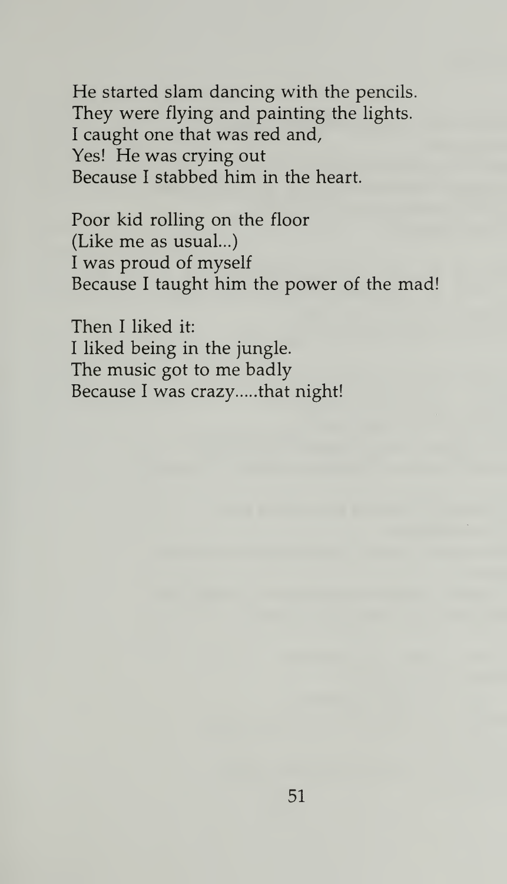He started slam dancing with the pencils.
They were flying and painting the lights.
I caught one that was red and,
Yes! He was crying out
Because I stabbed him in the heart.

Poor kid rolling on the floor
(Like me as usual...)
I was proud of myself
Because I taught him the power of the mad!

Then I liked it:
I liked being in the jungle.
The music got to me badly
Because I was crazy.....that night!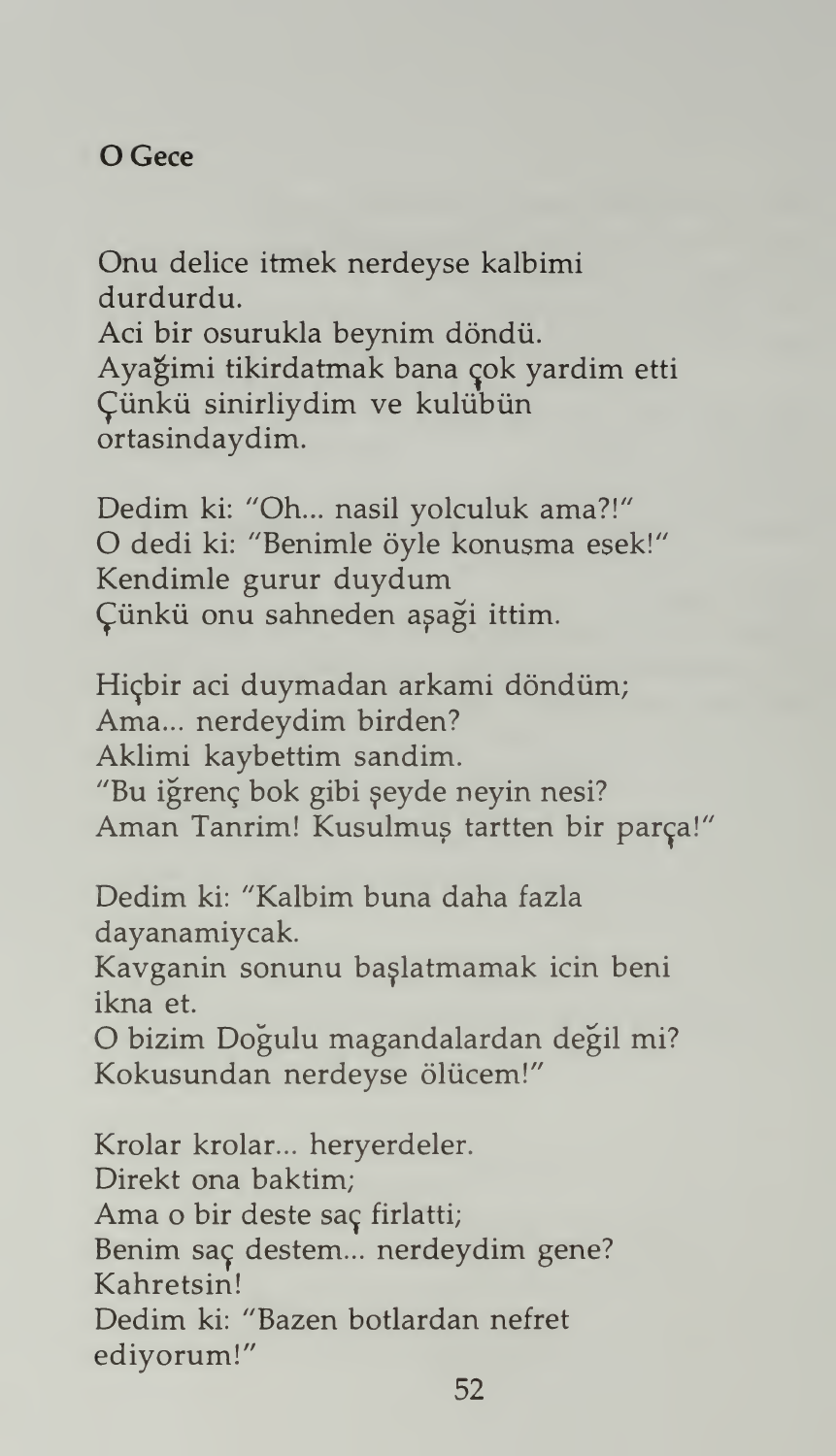**O Gece**

Onu delice itmek nerdeyse kalbimi durdurdu.
Aci bir osurukla beynim döndü.
Ayağimi tikirdatmak bana çok yardim etti
Çünkü sinirliydim ve kulübün ortasindaydim.

Dedim ki: "Oh... nasil yolculuk ama?!"
O dedi ki: "Benimle öyle konuşma eşek!"
Kendimle gurur duydum
Çünkü onu sahneden aşaği ittim.

Hiçbir aci duymadan arkami döndüm;
Ama... nerdeydim birden?
Aklimi kaybettim sandim.
"Bu iğrenç bok gibi şeyde neyin nesi?
Aman Tanrim! Kusulmuş tartten bir parça!"

Dedim ki: "Kalbim buna daha fazla dayanamiycak.
Kavganin sonunu başlatmamak icin beni ikna et.
O bizim Doğulu magandalardan değil mi?
Kokusundan nerdeyse ölücem!"

Krolar krolar... heryerdeler.
Direkt ona baktim;
Ama o bir deste saç firlatti;
Benim saç destem... nerdeydim gene?
Kahretsin!
Dedim ki: "Bazen botlardan nefret ediyorum!"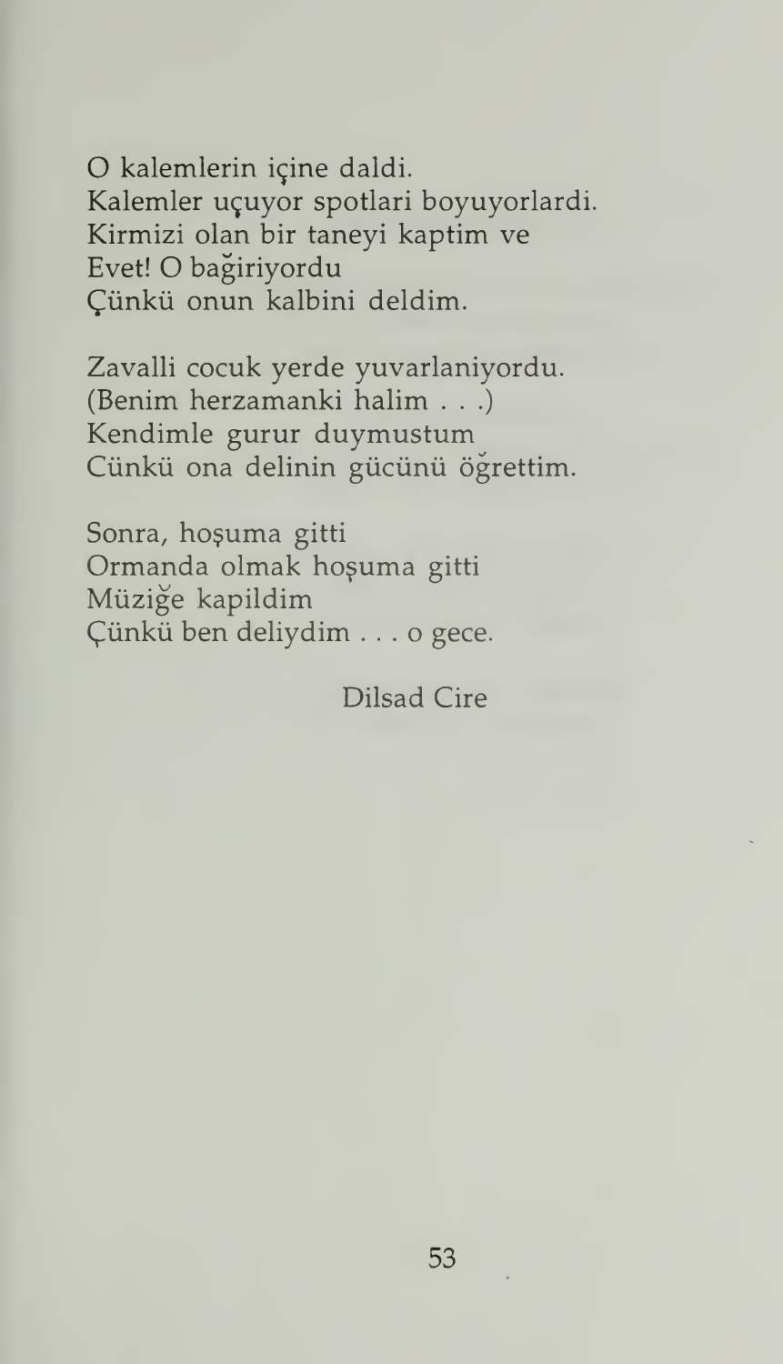O kalemlerin içine daldi.
Kalemler uçuyor spotlari boyuyorlardi.
Kirmizi olan bir taneyi kaptim ve
Evet! O bağiriyordu
Çünkü onun kalbini deldim.

Zavalli cocuk yerde yuvarlaniyordu.
(Benim herzamanki halim . . .)
Kendimle gurur duymustum
Cünkü ona delinin gücünü öğrettim.

Sonra, hoşuma gitti
Ormanda olmak hoşuma gitti
Müziğe kapildim
Çünkü ben deliydim . . . o gece.

Dilsad Cire